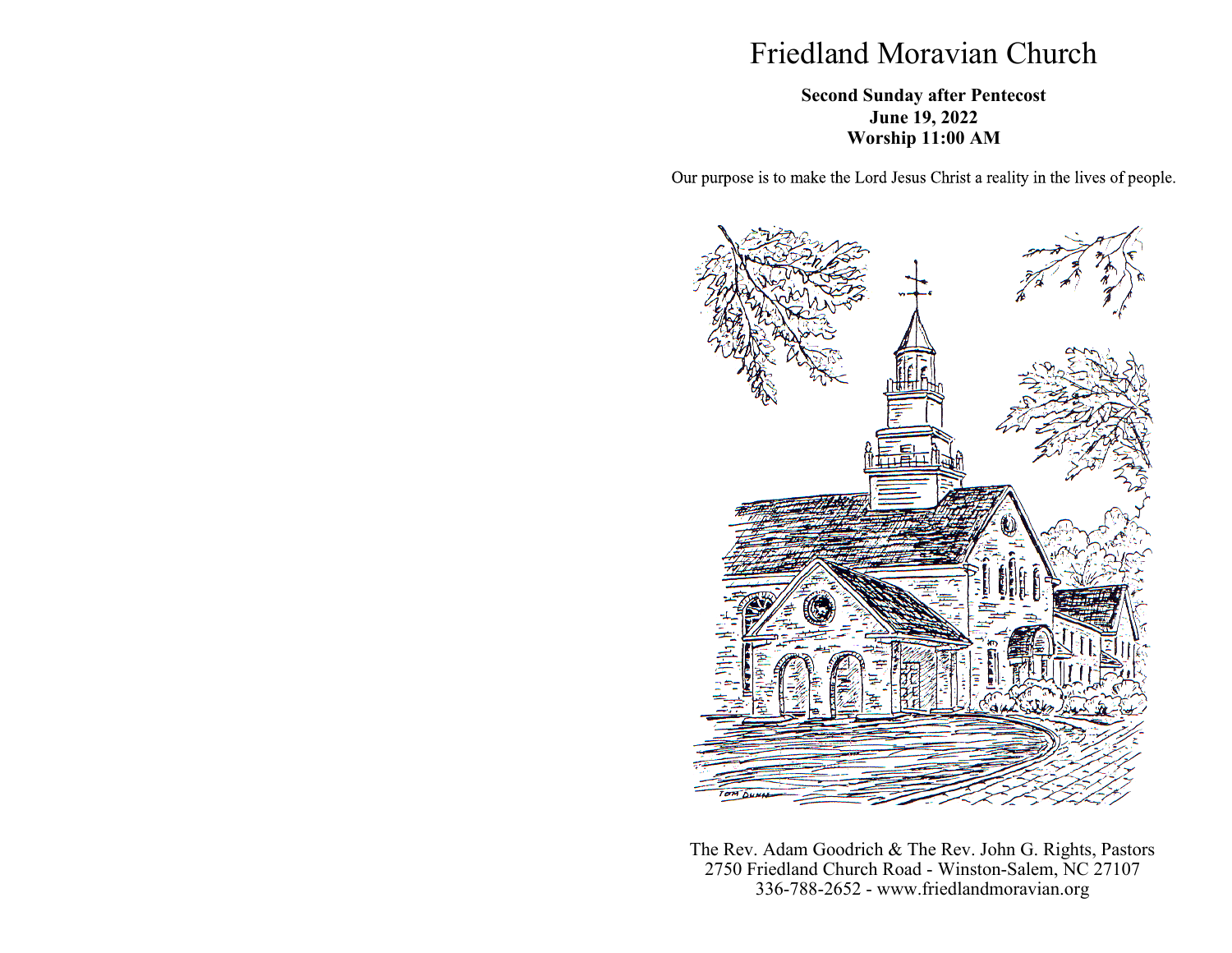# Friedland Moravian Church

**Second Sunday after Pentecost**
**June 19, 2022**
**Worship 11:00 AM**

Our purpose is to make the Lord Jesus Christ a reality in the lives of people.

The Rev. Adam Goodrich & The Rev. John G. Rights, Pastors
2750 Friedland Church Road - Winston-Salem, NC 27107
336-788-2652 - www.friedlandmoravian.org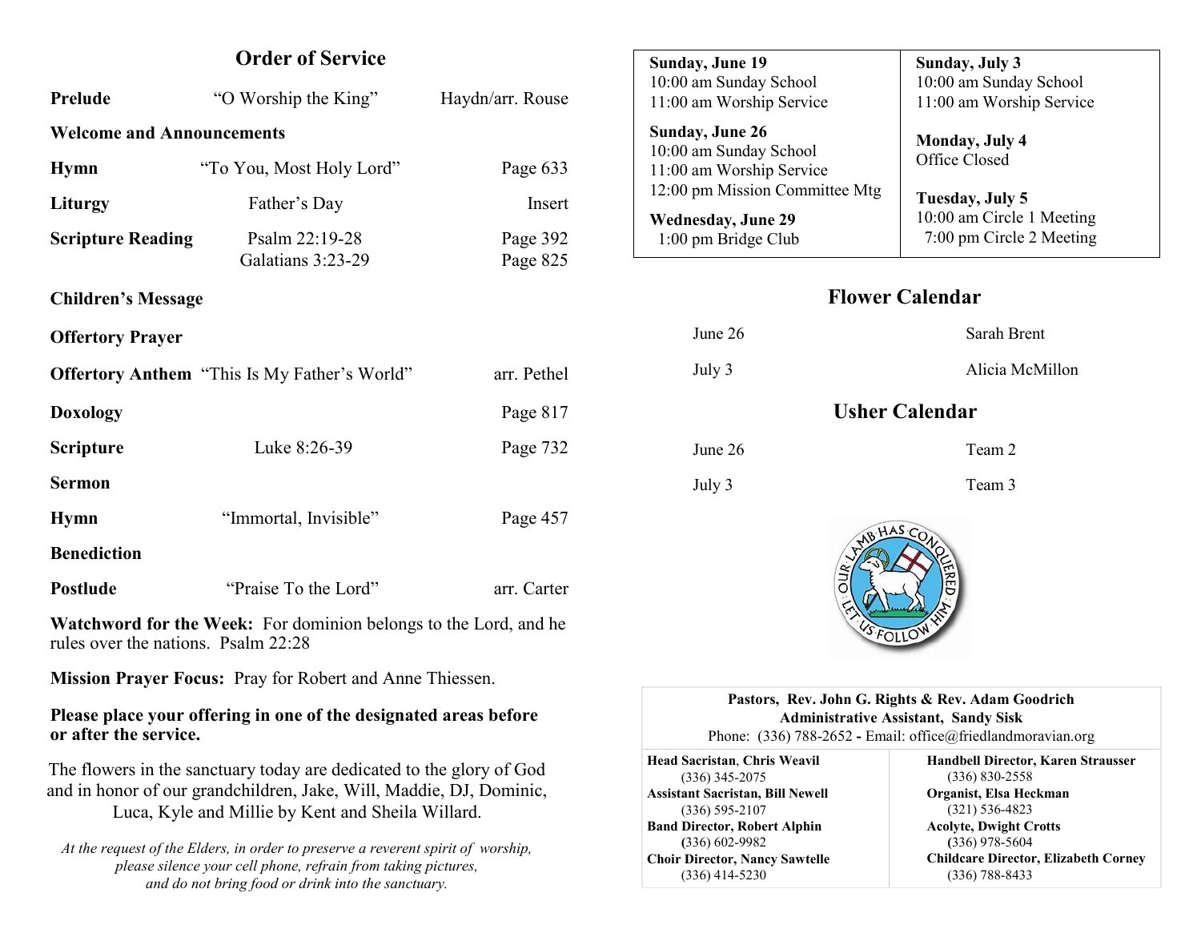## Order of Service

| | | |
|---|---|---|
| **Prelude** | "O Worship the King" | Haydn/arr. Rouse |
| **Welcome and Announcements** | | |
| **Hymn** | "To You, Most Holy Lord" | Page 633 |
| **Liturgy** | Father's Day | Insert |
| **Scripture Reading** | Psalm 22:19-28<br>Galatians 3:23-29 | Page 392<br>Page 825 |
| **Children's Message** | | |
| **Offertory Prayer** | | |
| **Offertory Anthem** | "This Is My Father's World" | arr. Pethel |
| **Doxology** | | Page 817 |
| **Scripture** | Luke 8:26-39 | Page 732 |
| **Sermon** | | |
| **Hymn** | "Immortal, Invisible" | Page 457 |
| **Benediction** | | |
| **Postlude** | "Praise To the Lord" | arr. Carter |

**Watchword for the Week:** For dominion belongs to the Lord, and he rules over the nations. Psalm 22:28

**Mission Prayer Focus:** Pray for Robert and Anne Thiessen.

**Please place your offering in one of the designated areas before or after the service.**

The flowers in the sanctuary today are dedicated to the glory of God and in honor of our grandchildren, Jake, Will, Maddie, DJ, Dominic, Luca, Kyle and Millie by Kent and Sheila Willard.

*At the request of the Elders, in order to preserve a reverent spirit of worship, please silence your cell phone, refrain from taking pictures, and do not bring food or drink into the sanctuary.*

**Sunday, June 19**
10:00 am Sunday School
11:00 am Worship Service

**Sunday, June 26**
10:00 am Sunday School
11:00 am Worship Service
12:00 pm Mission Committee Mtg

**Wednesday, June 29**
1:00 pm Bridge Club

**Sunday, July 3**
10:00 am Sunday School
11:00 am Worship Service

**Monday, July 4**
Office Closed

**Tuesday, July 5**
10:00 am Circle 1 Meeting
7:00 pm Circle 2 Meeting

## Flower Calendar

| | |
|---|---|
| June 26 | Sarah Brent |
| July 3 | Alicia McMillon |

## Usher Calendar

| | |
|---|---|
| June 26 | Team 2 |
| July 3 | Team 3 |

OUR LAMB HAS CONQUERED · LET US FOLLOW HIM

**Pastors, Rev. John G. Rights & Rev. Adam Goodrich**
**Administrative Assistant, Sandy Sisk**
Phone: (336) 788-2652 - Email: office@friedlandmoravian.org

**Head Sacristan, Chris Weavil**
(336) 345-2075
**Assistant Sacristan, Bill Newell**
(336) 595-2107
**Band Director, Robert Alphin**
(336) 602-9982
**Choir Director, Nancy Sawtelle**
(336) 414-5230

**Handbell Director, Karen Strausser**
(336) 830-2558
**Organist, Elsa Heckman**
(321) 536-4823
**Acolyte, Dwight Crotts**
(336) 978-5604
**Childcare Director, Elizabeth Corney**
(336) 788-8433